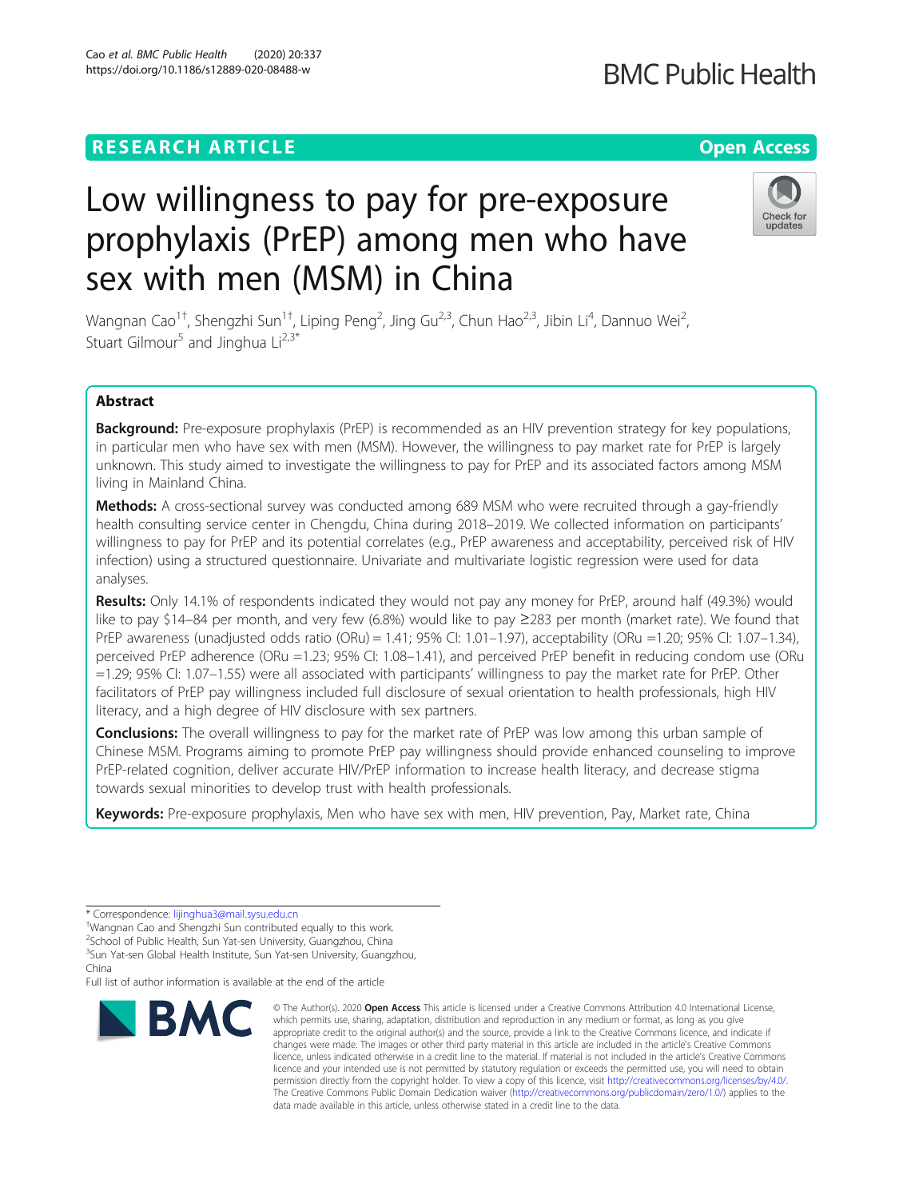RESEARCH ARTICLE

Open Access

# Low willingness to pay for pre-exposure prophylaxis (PrEP) among men who have sex with men (MSM) in China

Wangnan Cao[1†], Shengzhi Sun[1†], Liping Peng[2], Jing Gu[2,3], Chun Hao[2,3], Jibin Li[4], Dannuo Wei[2], Stuart Gilmour[5] and Jinghua Li[2,3*]

## Abstract

**Background:** Pre-exposure prophylaxis (PrEP) is recommended as an HIV prevention strategy for key populations, in particular men who have sex with men (MSM). However, the willingness to pay market rate for PrEP is largely unknown. This study aimed to investigate the willingness to pay for PrEP and its associated factors among MSM living in Mainland China.

**Methods:** A cross-sectional survey was conducted among 689 MSM who were recruited through a gay-friendly health consulting service center in Chengdu, China during 2018–2019. We collected information on participants' willingness to pay for PrEP and its potential correlates (e.g., PrEP awareness and acceptability, perceived risk of HIV infection) using a structured questionnaire. Univariate and multivariate logistic regression were used for data analyses.

**Results:** Only 14.1% of respondents indicated they would not pay any money for PrEP, around half (49.3%) would like to pay \$14–84 per month, and very few (6.8%) would like to pay ≥283 per month (market rate). We found that PrEP awareness (unadjusted odds ratio (ORu) = 1.41; 95% CI: 1.01–1.97), acceptability (ORu =1.20; 95% CI: 1.07–1.34), perceived PrEP adherence (ORu =1.23; 95% CI: 1.08–1.41), and perceived PrEP benefit in reducing condom use (ORu =1.29; 95% CI: 1.07–1.55) were all associated with participants' willingness to pay the market rate for PrEP. Other facilitators of PrEP pay willingness included full disclosure of sexual orientation to health professionals, high HIV literacy, and a high degree of HIV disclosure with sex partners.

**Conclusions:** The overall willingness to pay for the market rate of PrEP was low among this urban sample of Chinese MSM. Programs aiming to promote PrEP pay willingness should provide enhanced counseling to improve PrEP-related cognition, deliver accurate HIV/PrEP information to increase health literacy, and decrease stigma towards sexual minorities to develop trust with health professionals.

**Keywords:** Pre-exposure prophylaxis, Men who have sex with men, HIV prevention, Pay, Market rate, China

---

\* Correspondence: lijinghua3@mail.sysu.edu.cn
†Wangnan Cao and Shengzhi Sun contributed equally to this work.
[2]School of Public Health, Sun Yat-sen University, Guangzhou, China
[3]Sun Yat-sen Global Health Institute, Sun Yat-sen University, Guangzhou, China
Full list of author information is available at the end of the article

© The Author(s). 2020 **Open Access** This article is licensed under a Creative Commons Attribution 4.0 International License, which permits use, sharing, adaptation, distribution and reproduction in any medium or format, as long as you give appropriate credit to the original author(s) and the source, provide a link to the Creative Commons licence, and indicate if changes were made. The images or other third party material in this article are included in the article's Creative Commons licence, unless indicated otherwise in a credit line to the material. If material is not included in the article's Creative Commons licence and your intended use is not permitted by statutory regulation or exceeds the permitted use, you will need to obtain permission directly from the copyright holder. To view a copy of this licence, visit http://creativecommons.org/licenses/by/4.0/. The Creative Commons Public Domain Dedication waiver (http://creativecommons.org/publicdomain/zero/1.0/) applies to the data made available in this article, unless otherwise stated in a credit line to the data.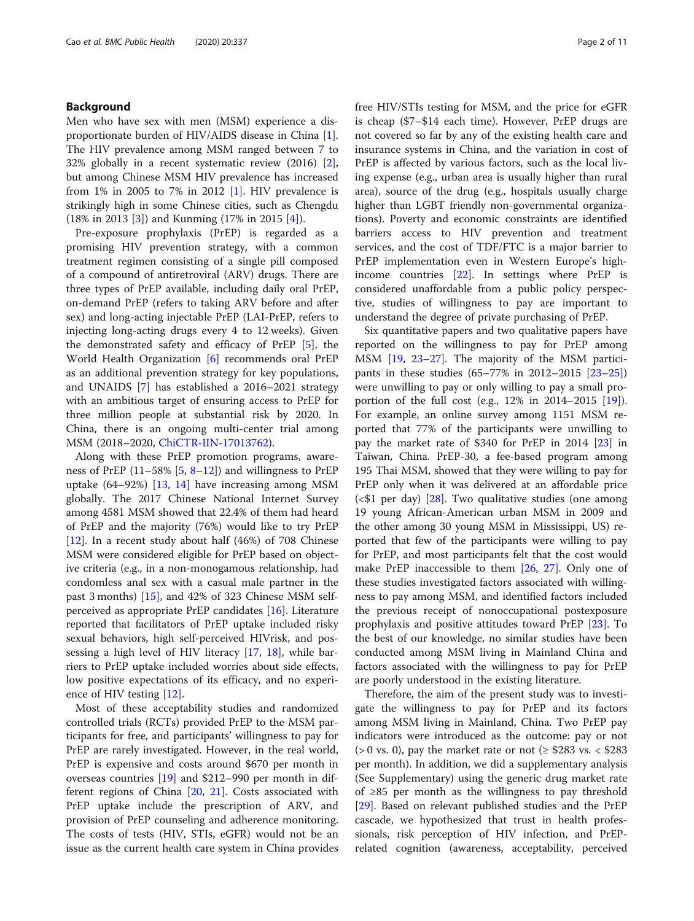## Background

Men who have sex with men (MSM) experience a disproportionate burden of HIV/AIDS disease in China [1]. The HIV prevalence among MSM ranged between 7 to 32% globally in a recent systematic review (2016) [2], but among Chinese MSM HIV prevalence has increased from 1% in 2005 to 7% in 2012 [1]. HIV prevalence is strikingly high in some Chinese cities, such as Chengdu (18% in 2013 [3]) and Kunming (17% in 2015 [4]).

Pre-exposure prophylaxis (PrEP) is regarded as a promising HIV prevention strategy, with a common treatment regimen consisting of a single pill composed of a compound of antiretroviral (ARV) drugs. There are three types of PrEP available, including daily oral PrEP, on-demand PrEP (refers to taking ARV before and after sex) and long-acting injectable PrEP (LAI-PrEP, refers to injecting long-acting drugs every 4 to 12 weeks). Given the demonstrated safety and efficacy of PrEP [5], the World Health Organization [6] recommends oral PrEP as an additional prevention strategy for key populations, and UNAIDS [7] has established a 2016–2021 strategy with an ambitious target of ensuring access to PrEP for three million people at substantial risk by 2020. In China, there is an ongoing multi-center trial among MSM (2018–2020, ChiCTR-IIN-17013762).

Along with these PrEP promotion programs, awareness of PrEP (11–58% [5, 8–12]) and willingness to PrEP uptake (64–92%) [13, 14] have increasing among MSM globally. The 2017 Chinese National Internet Survey among 4581 MSM showed that 22.4% of them had heard of PrEP and the majority (76%) would like to try PrEP [12]. In a recent study about half (46%) of 708 Chinese MSM were considered eligible for PrEP based on objective criteria (e.g., in a non-monogamous relationship, had condomless anal sex with a casual male partner in the past 3 months) [15], and 42% of 323 Chinese MSM self-perceived as appropriate PrEP candidates [16]. Literature reported that facilitators of PrEP uptake included risky sexual behaviors, high self-perceived HIVrisk, and possessing a high level of HIV literacy [17, 18], while barriers to PrEP uptake included worries about side effects, low positive expectations of its efficacy, and no experience of HIV testing [12].

Most of these acceptability studies and randomized controlled trials (RCTs) provided PrEP to the MSM participants for free, and participants' willingness to pay for PrEP are rarely investigated. However, in the real world, PrEP is expensive and costs around $670 per month in overseas countries [19] and $212–990 per month in different regions of China [20, 21]. Costs associated with PrEP uptake include the prescription of ARV, and provision of PrEP counseling and adherence monitoring. The costs of tests (HIV, STIs, eGFR) would not be an issue as the current health care system in China provides free HIV/STIs testing for MSM, and the price for eGFR is cheap ($7–$14 each time). However, PrEP drugs are not covered so far by any of the existing health care and insurance systems in China, and the variation in cost of PrEP is affected by various factors, such as the local living expense (e.g., urban area is usually higher than rural area), source of the drug (e.g., hospitals usually charge higher than LGBT friendly non-governmental organizations). Poverty and economic constraints are identified barriers access to HIV prevention and treatment services, and the cost of TDF/FTC is a major barrier to PrEP implementation even in Western Europe's high-income countries [22]. In settings where PrEP is considered unaffordable from a public policy perspective, studies of willingness to pay are important to understand the degree of private purchasing of PrEP.

Six quantitative papers and two qualitative papers have reported on the willingness to pay for PrEP among MSM [19, 23–27]. The majority of the MSM participants in these studies (65–77% in 2012–2015 [23–25]) were unwilling to pay or only willing to pay a small proportion of the full cost (e.g., 12% in 2014–2015 [19]). For example, an online survey among 1151 MSM reported that 77% of the participants were unwilling to pay the market rate of $340 for PrEP in 2014 [23] in Taiwan, China. PrEP-30, a fee-based program among 195 Thai MSM, showed that they were willing to pay for PrEP only when it was delivered at an affordable price (<$1 per day) [28]. Two qualitative studies (one among 19 young African-American urban MSM in 2009 and the other among 30 young MSM in Mississippi, US) reported that few of the participants were willing to pay for PrEP, and most participants felt that the cost would make PrEP inaccessible to them [26, 27]. Only one of these studies investigated factors associated with willingness to pay among MSM, and identified factors included the previous receipt of nonoccupational postexposure prophylaxis and positive attitudes toward PrEP [23]. To the best of our knowledge, no similar studies have been conducted among MSM living in Mainland China and factors associated with the willingness to pay for PrEP are poorly understood in the existing literature.

Therefore, the aim of the present study was to investigate the willingness to pay for PrEP and its factors among MSM living in Mainland, China. Two PrEP pay indicators were introduced as the outcome: pay or not (> 0 vs. 0), pay the market rate or not (≥ $283 vs. < $283 per month). In addition, we did a supplementary analysis (See Supplementary) using the generic drug market rate of ≥85 per month as the willingness to pay threshold [29]. Based on relevant published studies and the PrEP cascade, we hypothesized that trust in health professionals, risk perception of HIV infection, and PrEP-related cognition (awareness, acceptability, perceived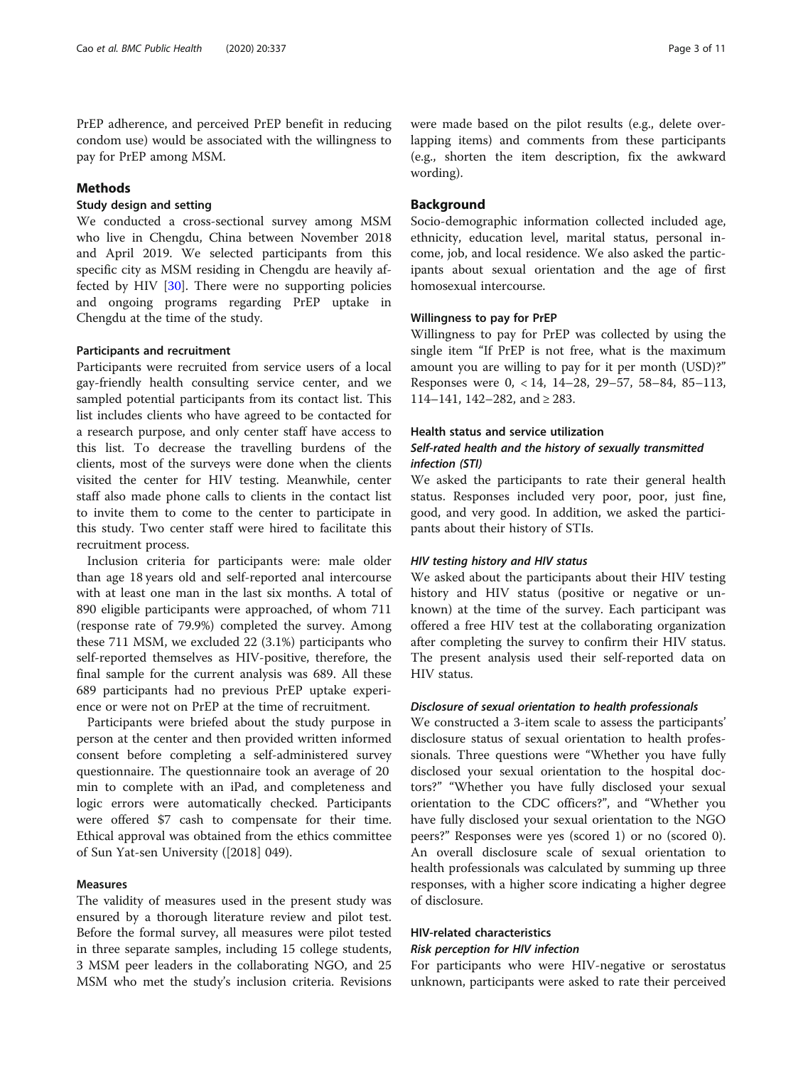PrEP adherence, and perceived PrEP benefit in reducing condom use) would be associated with the willingness to pay for PrEP among MSM.

## Methods

### Study design and setting

We conducted a cross-sectional survey among MSM who live in Chengdu, China between November 2018 and April 2019. We selected participants from this specific city as MSM residing in Chengdu are heavily affected by HIV [30]. There were no supporting policies and ongoing programs regarding PrEP uptake in Chengdu at the time of the study.

#### Participants and recruitment

Participants were recruited from service users of a local gay-friendly health consulting service center, and we sampled potential participants from its contact list. This list includes clients who have agreed to be contacted for a research purpose, and only center staff have access to this list. To decrease the travelling burdens of the clients, most of the surveys were done when the clients visited the center for HIV testing. Meanwhile, center staff also made phone calls to clients in the contact list to invite them to come to the center to participate in this study. Two center staff were hired to facilitate this recruitment process.

Inclusion criteria for participants were: male older than age 18 years old and self-reported anal intercourse with at least one man in the last six months. A total of 890 eligible participants were approached, of whom 711 (response rate of 79.9%) completed the survey. Among these 711 MSM, we excluded 22 (3.1%) participants who self-reported themselves as HIV-positive, therefore, the final sample for the current analysis was 689. All these 689 participants had no previous PrEP uptake experience or were not on PrEP at the time of recruitment.

Participants were briefed about the study purpose in person at the center and then provided written informed consent before completing a self-administered survey questionnaire. The questionnaire took an average of 20 min to complete with an iPad, and completeness and logic errors were automatically checked. Participants were offered $7 cash to compensate for their time. Ethical approval was obtained from the ethics committee of Sun Yat-sen University ([2018] 049).

#### Measures

The validity of measures used in the present study was ensured by a thorough literature review and pilot test. Before the formal survey, all measures were pilot tested in three separate samples, including 15 college students, 3 MSM peer leaders in the collaborating NGO, and 25 MSM who met the study's inclusion criteria. Revisions were made based on the pilot results (e.g., delete overlapping items) and comments from these participants (e.g., shorten the item description, fix the awkward wording).

## Background

Socio-demographic information collected included age, ethnicity, education level, marital status, personal income, job, and local residence. We also asked the participants about sexual orientation and the age of first homosexual intercourse.

#### Willingness to pay for PrEP

Willingness to pay for PrEP was collected by using the single item "If PrEP is not free, what is the maximum amount you are willing to pay for it per month (USD)?" Responses were 0, < 14, 14–28, 29–57, 58–84, 85–113, 114–141, 142–282, and ≥ 283.

#### Health status and service utilization

##### *Self-rated health and the history of sexually transmitted infection (STI)*

We asked the participants to rate their general health status. Responses included very poor, poor, just fine, good, and very good. In addition, we asked the participants about their history of STIs.

##### *HIV testing history and HIV status*

We asked about the participants about their HIV testing history and HIV status (positive or negative or unknown) at the time of the survey. Each participant was offered a free HIV test at the collaborating organization after completing the survey to confirm their HIV status. The present analysis used their self-reported data on HIV status.

##### *Disclosure of sexual orientation to health professionals*

We constructed a 3-item scale to assess the participants' disclosure status of sexual orientation to health professionals. Three questions were "Whether you have fully disclosed your sexual orientation to the hospital doctors?" "Whether you have fully disclosed your sexual orientation to the CDC officers?", and "Whether you have fully disclosed your sexual orientation to the NGO peers?" Responses were yes (scored 1) or no (scored 0). An overall disclosure scale of sexual orientation to health professionals was calculated by summing up three responses, with a higher score indicating a higher degree of disclosure.

#### HIV-related characteristics

##### *Risk perception for HIV infection*

For participants who were HIV-negative or serostatus unknown, participants were asked to rate their perceived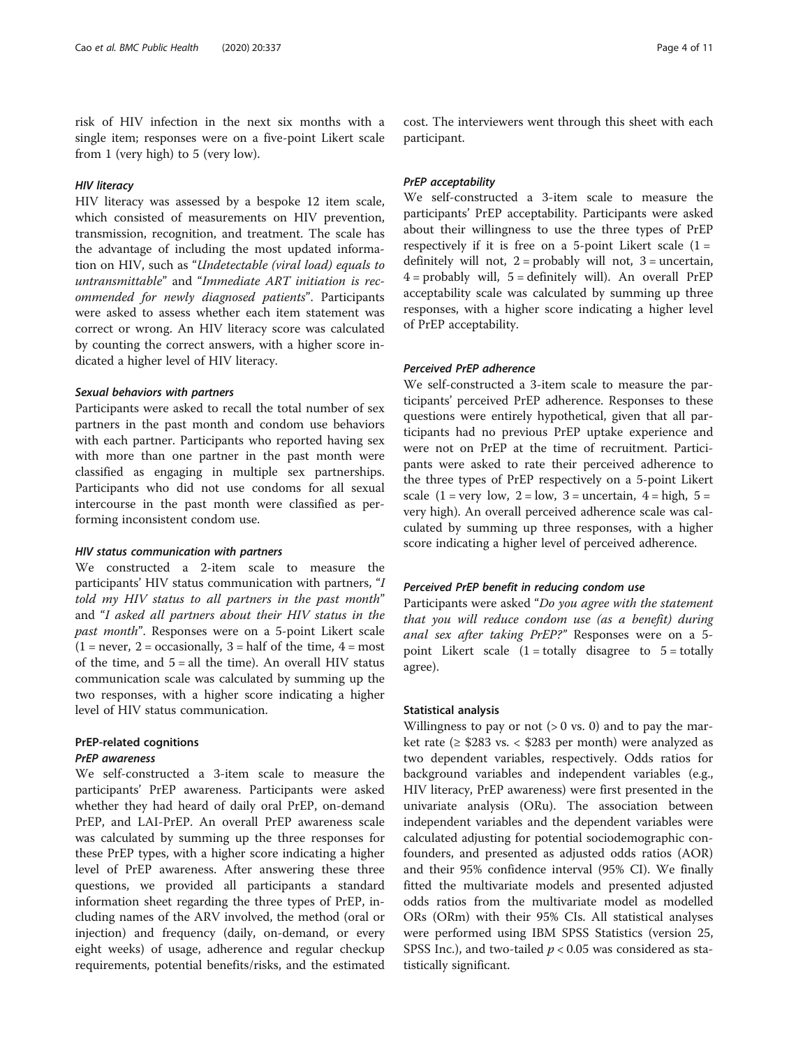risk of HIV infection in the next six months with a single item; responses were on a five-point Likert scale from 1 (very high) to 5 (very low).

#### *HIV literacy*

HIV literacy was assessed by a bespoke 12 item scale, which consisted of measurements on HIV prevention, transmission, recognition, and treatment. The scale has the advantage of including the most updated information on HIV, such as "*Undetectable (viral load) equals to untransmittable*" and "*Immediate ART initiation is recommended for newly diagnosed patients*". Participants were asked to assess whether each item statement was correct or wrong. An HIV literacy score was calculated by counting the correct answers, with a higher score indicated a higher level of HIV literacy.

#### *Sexual behaviors with partners*

Participants were asked to recall the total number of sex partners in the past month and condom use behaviors with each partner. Participants who reported having sex with more than one partner in the past month were classified as engaging in multiple sex partnerships. Participants who did not use condoms for all sexual intercourse in the past month were classified as performing inconsistent condom use.

#### *HIV status communication with partners*

We constructed a 2-item scale to measure the participants' HIV status communication with partners, "*I told my HIV status to all partners in the past month*" and "*I asked all partners about their HIV status in the past month*". Responses were on a 5-point Likert scale (1 = never, 2 = occasionally, 3 = half of the time, 4 = most of the time, and 5 = all the time). An overall HIV status communication scale was calculated by summing up the two responses, with a higher score indicating a higher level of HIV status communication.

### PrEP-related cognitions

#### *PrEP awareness*

We self-constructed a 3-item scale to measure the participants' PrEP awareness. Participants were asked whether they had heard of daily oral PrEP, on-demand PrEP, and LAI-PrEP. An overall PrEP awareness scale was calculated by summing up the three responses for these PrEP types, with a higher score indicating a higher level of PrEP awareness. After answering these three questions, we provided all participants a standard information sheet regarding the three types of PrEP, including names of the ARV involved, the method (oral or injection) and frequency (daily, on-demand, or every eight weeks) of usage, adherence and regular checkup requirements, potential benefits/risks, and the estimated cost. The interviewers went through this sheet with each participant.

#### *PrEP acceptability*

We self-constructed a 3-item scale to measure the participants' PrEP acceptability. Participants were asked about their willingness to use the three types of PrEP respectively if it is free on a 5-point Likert scale (1 = definitely will not, 2 = probably will not, 3 = uncertain, 4 = probably will, 5 = definitely will). An overall PrEP acceptability scale was calculated by summing up three responses, with a higher score indicating a higher level of PrEP acceptability.

#### *Perceived PrEP adherence*

We self-constructed a 3-item scale to measure the participants' perceived PrEP adherence. Responses to these questions were entirely hypothetical, given that all participants had no previous PrEP uptake experience and were not on PrEP at the time of recruitment. Participants were asked to rate their perceived adherence to the three types of PrEP respectively on a 5-point Likert scale (1 = very low, 2 = low, 3 = uncertain, 4 = high, 5 = very high). An overall perceived adherence scale was calculated by summing up three responses, with a higher score indicating a higher level of perceived adherence.

#### *Perceived PrEP benefit in reducing condom use*

Participants were asked "*Do you agree with the statement that you will reduce condom use (as a benefit) during anal sex after taking PrEP?*" Responses were on a 5-point Likert scale (1 = totally disagree to 5 = totally agree).

### Statistical analysis

Willingness to pay or not (> 0 vs. 0) and to pay the market rate (≥ \$283 vs. < \$283 per month) were analyzed as two dependent variables, respectively. Odds ratios for background variables and independent variables (e.g., HIV literacy, PrEP awareness) were first presented in the univariate analysis (ORu). The association between independent variables and the dependent variables were calculated adjusting for potential sociodemographic confounders, and presented as adjusted odds ratios (AOR) and their 95% confidence interval (95% CI). We finally fitted the multivariate models and presented adjusted odds ratios from the multivariate model as modelled ORs (ORm) with their 95% CIs. All statistical analyses were performed using IBM SPSS Statistics (version 25, SPSS Inc.), and two-tailed $p < 0.05$ was considered as statistically significant.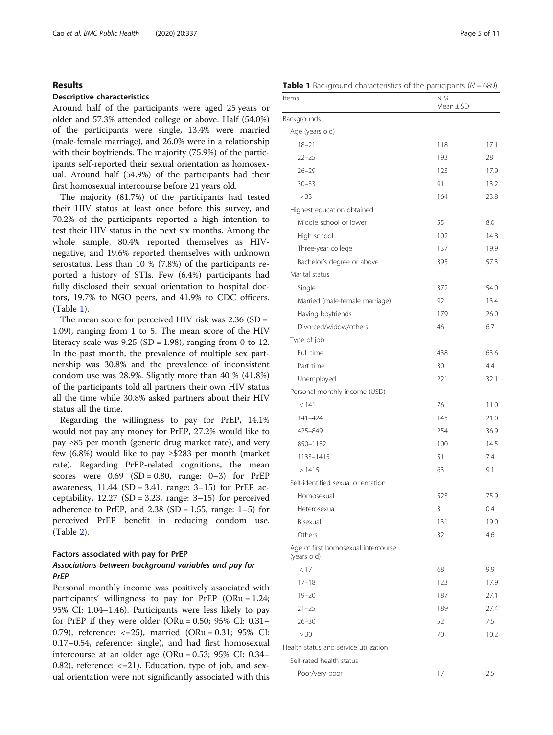## Results

### Descriptive characteristics

Around half of the participants were aged 25 years or older and 57.3% attended college or above. Half (54.0%) of the participants were single, 13.4% were married (male-female marriage), and 26.0% were in a relationship with their boyfriends. The majority (75.9%) of the participants self-reported their sexual orientation as homosexual. Around half (54.9%) of the participants had their first homosexual intercourse before 21 years old.

The majority (81.7%) of the participants had tested their HIV status at least once before this survey, and 70.2% of the participants reported a high intention to test their HIV status in the next six months. Among the whole sample, 80.4% reported themselves as HIV-negative, and 19.6% reported themselves with unknown serostatus. Less than 10 % (7.8%) of the participants reported a history of STIs. Few (6.4%) participants had fully disclosed their sexual orientation to hospital doctors, 19.7% to NGO peers, and 41.9% to CDC officers. (Table 1).

The mean score for perceived HIV risk was 2.36 (SD = 1.09), ranging from 1 to 5. The mean score of the HIV literacy scale was 9.25 (SD = 1.98), ranging from 0 to 12. In the past month, the prevalence of multiple sex partnership was 30.8% and the prevalence of inconsistent condom use was 28.9%. Slightly more than 40 % (41.8%) of the participants told all partners their own HIV status all the time while 30.8% asked partners about their HIV status all the time.

Regarding the willingness to pay for PrEP, 14.1% would not pay any money for PrEP, 27.2% would like to pay ≥85 per month (generic drug market rate), and very few (6.8%) would like to pay ≥$283 per month (market rate). Regarding PrEP-related cognitions, the mean scores were 0.69 (SD = 0.80, range: 0–3) for PrEP awareness, 11.44 (SD = 3.41, range: 3–15) for PrEP acceptability, 12.27 (SD = 3.23, range: 3–15) for perceived adherence to PrEP, and 2.38 (SD = 1.55, range: 1–5) for perceived PrEP benefit in reducing condom use. (Table 2).

### Factors associated with pay for PrEP

#### *Associations between background variables and pay for PrEP*

Personal monthly income was positively associated with participants' willingness to pay for PrEP (ORu = 1.24; 95% CI: 1.04–1.46). Participants were less likely to pay for PrEP if they were older (ORu = 0.50; 95% CI: 0.31–0.79), reference: <=25), married (ORu = 0.31; 95% CI: 0.17–0.54, reference: single), and had first homosexual intercourse at an older age (ORu = 0.53; 95% CI: 0.34–0.82), reference: <=21). Education, type of job, and sexual orientation were not significantly associated with this

**Table 1** Background characteristics of the participants (N = 689)

| Items | N % | Mean ± SD |
|---|---|---|
| Backgrounds | | |
| Age (years old) | | |
| 18–21 | 118 | 17.1 |
| 22–25 | 193 | 28 |
| 26–29 | 123 | 17.9 |
| 30–33 | 91 | 13.2 |
| > 33 | 164 | 23.8 |
| Highest education obtained | | |
| Middle school or lower | 55 | 8.0 |
| High school | 102 | 14.8 |
| Three-year college | 137 | 19.9 |
| Bachelor's degree or above | 395 | 57.3 |
| Marital status | | |
| Single | 372 | 54.0 |
| Married (male-female marriage) | 92 | 13.4 |
| Having boyfriends | 179 | 26.0 |
| Divorced/widow/others | 46 | 6.7 |
| Type of job | | |
| Full time | 438 | 63.6 |
| Part time | 30 | 4.4 |
| Unemployed | 221 | 32.1 |
| Personal monthly income (USD) | | |
| < 141 | 76 | 11.0 |
| 141–424 | 145 | 21.0 |
| 425–849 | 254 | 36.9 |
| 850–1132 | 100 | 14.5 |
| 1133–1415 | 51 | 7.4 |
| > 1415 | 63 | 9.1 |
| Self-identified sexual orientation | | |
| Homosexual | 523 | 75.9 |
| Heterosexual | 3 | 0.4 |
| Bisexual | 131 | 19.0 |
| Others | 32 | 4.6 |
| Age of first homosexual intercourse (years old) | | |
| < 17 | 68 | 9.9 |
| 17–18 | 123 | 17.9 |
| 19–20 | 187 | 27.1 |
| 21–25 | 189 | 27.4 |
| 26–30 | 52 | 7.5 |
| > 30 | 70 | 10.2 |
| Health status and service utilization | | |
| Self-rated health status | | |
| Poor/very poor | 17 | 2.5 |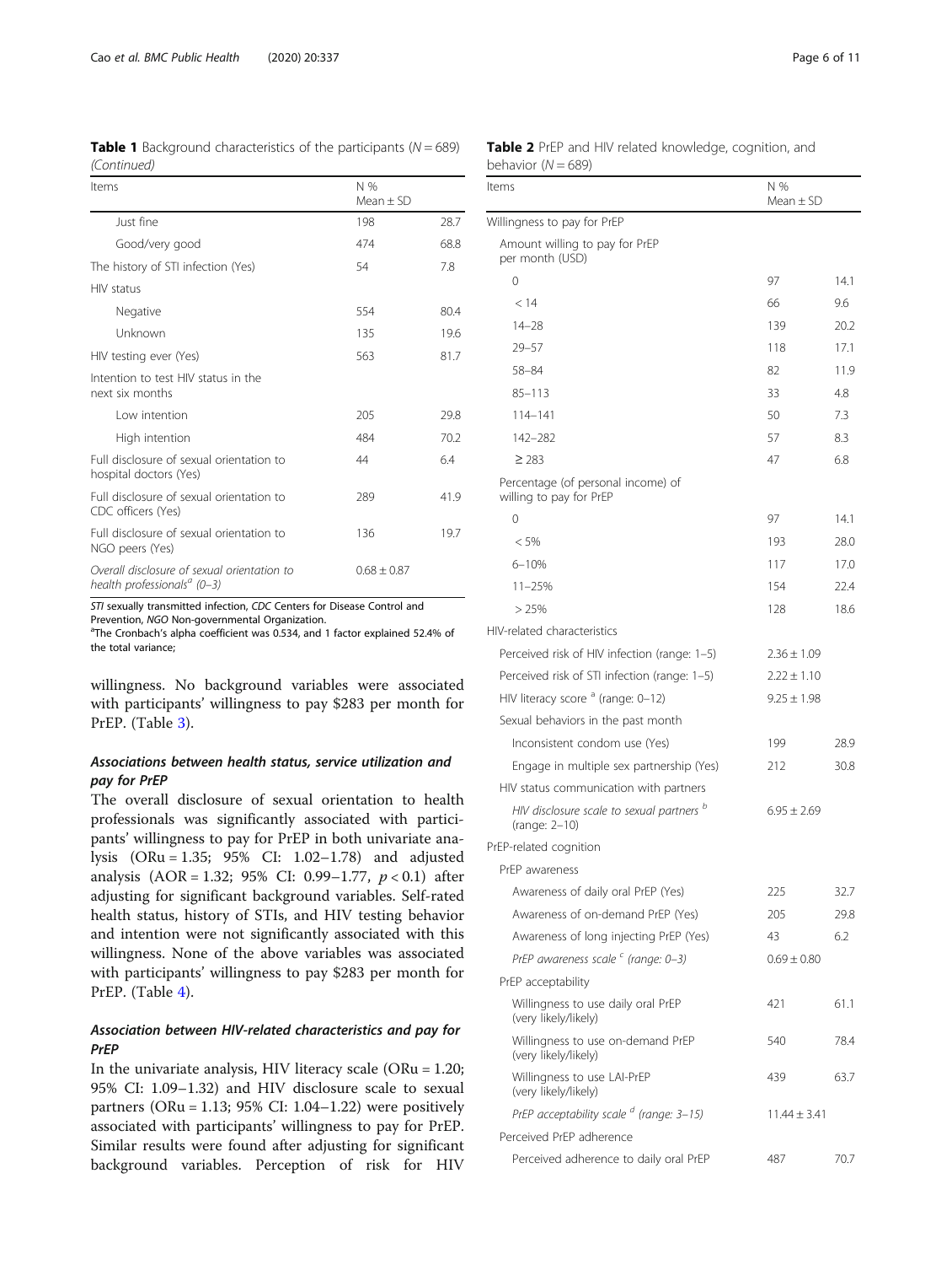**Table 1** Background characteristics of the participants ($N = 689$) *(Continued)*

| Items | N % Mean ± SD | |
|---|---|---|
| Just fine | 198 | 28.7 |
| Good/very good | 474 | 68.8 |
| The history of STI infection (Yes) | 54 | 7.8 |
| HIV status | | |
| Negative | 554 | 80.4 |
| Unknown | 135 | 19.6 |
| HIV testing ever (Yes) | 563 | 81.7 |
| Intention to test HIV status in the next six months | | |
| Low intention | 205 | 29.8 |
| High intention | 484 | 70.2 |
| Full disclosure of sexual orientation to hospital doctors (Yes) | 44 | 6.4 |
| Full disclosure of sexual orientation to CDC officers (Yes) | 289 | 41.9 |
| Full disclosure of sexual orientation to NGO peers (Yes) | 136 | 19.7 |
| *Overall disclosure of sexual orientation to health professionals*[a] *(0–3)* | 0.68 ± 0.87 | |

*STI* sexually transmitted infection, *CDC* Centers for Disease Control and Prevention, *NGO* Non-governmental Organization.
[a]The Cronbach's alpha coefficient was 0.534, and 1 factor explained 52.4% of the total variance;

willingness. No background variables were associated with participants' willingness to pay $283 per month for PrEP. (Table 3).

### *Associations between health status, service utilization and pay for PrEP*

The overall disclosure of sexual orientation to health professionals was significantly associated with participants' willingness to pay for PrEP in both univariate analysis (ORu = 1.35; 95% CI: 1.02–1.78) and adjusted analysis (AOR = 1.32; 95% CI: 0.99–1.77, $p < 0.1$) after adjusting for significant background variables. Self-rated health status, history of STIs, and HIV testing behavior and intention were not significantly associated with this willingness. None of the above variables was associated with participants' willingness to pay $283 per month for PrEP. (Table 4).

### *Association between HIV-related characteristics and pay for PrEP*

In the univariate analysis, HIV literacy scale (ORu = 1.20; 95% CI: 1.09–1.32) and HIV disclosure scale to sexual partners (ORu = 1.13; 95% CI: 1.04–1.22) were positively associated with participants' willingness to pay for PrEP. Similar results were found after adjusting for significant background variables. Perception of risk for HIV

**Table 2** PrEP and HIV related knowledge, cognition, and behavior ($N = 689$)

| Items | N % Mean ± SD | |
|---|---|---|
| Willingness to pay for PrEP | | |
| Amount willing to pay for PrEP per month (USD) | | |
| 0 | 97 | 14.1 |
| < 14 | 66 | 9.6 |
| 14–28 | 139 | 20.2 |
| 29–57 | 118 | 17.1 |
| 58–84 | 82 | 11.9 |
| 85–113 | 33 | 4.8 |
| 114–141 | 50 | 7.3 |
| 142–282 | 57 | 8.3 |
| ≥ 283 | 47 | 6.8 |
| Percentage (of personal income) of willing to pay for PrEP | | |
| 0 | 97 | 14.1 |
| < 5% | 193 | 28.0 |
| 6–10% | 117 | 17.0 |
| 11–25% | 154 | 22.4 |
| > 25% | 128 | 18.6 |
| HIV-related characteristics | | |
| Perceived risk of HIV infection (range: 1–5) | 2.36 ± 1.09 | |
| Perceived risk of STI infection (range: 1–5) | 2.22 ± 1.10 | |
| HIV literacy score [a] (range: 0–12) | 9.25 ± 1.98 | |
| Sexual behaviors in the past month | | |
| Inconsistent condom use (Yes) | 199 | 28.9 |
| Engage in multiple sex partnership (Yes) | 212 | 30.8 |
| HIV status communication with partners | | |
| *HIV disclosure scale to sexual partners* [b] (range: 2–10) | 6.95 ± 2.69 | |
| PrEP-related cognition | | |
| PrEP awareness | | |
| Awareness of daily oral PrEP (Yes) | 225 | 32.7 |
| Awareness of on-demand PrEP (Yes) | 205 | 29.8 |
| Awareness of long injecting PrEP (Yes) | 43 | 6.2 |
| *PrEP awareness scale* [c] *(range: 0–3)* | 0.69 ± 0.80 | |
| PrEP acceptability | | |
| Willingness to use daily oral PrEP (very likely/likely) | 421 | 61.1 |
| Willingness to use on-demand PrEP (very likely/likely) | 540 | 78.4 |
| Willingness to use LAI-PrEP (very likely/likely) | 439 | 63.7 |
| *PrEP acceptability scale* [d] *(range: 3–15)* | 11.44 ± 3.41 | |
| Perceived PrEP adherence | | |
| Perceived adherence to daily oral PrEP | 487 | 70.7 |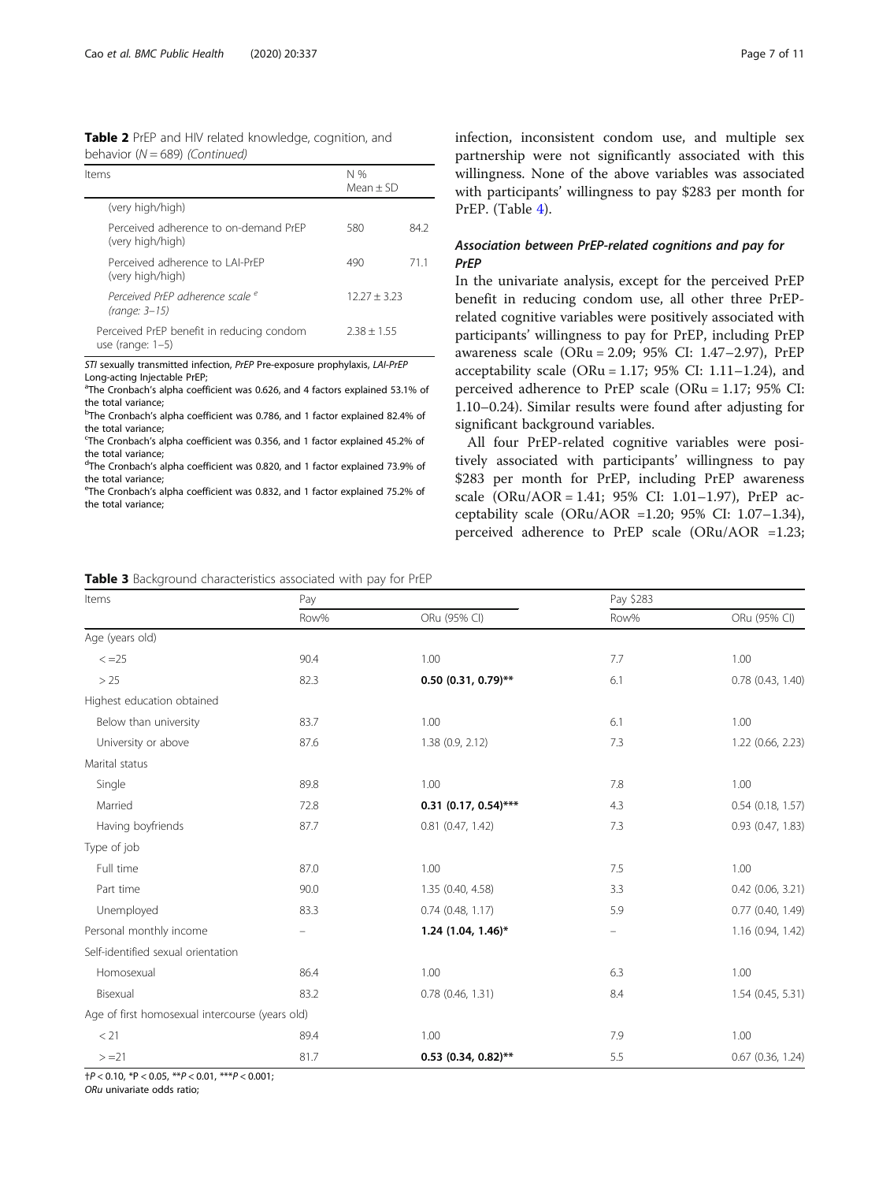**Table 2** PrEP and HIV related knowledge, cognition, and behavior (N = 689) *(Continued)*

| Items | N % Mean ± SD | |
|---|---|---|
| (very high/high) | | |
| Perceived adherence to on-demand PrEP (very high/high) | 580 | 84.2 |
| Perceived adherence to LAI-PrEP (very high/high) | 490 | 71.1 |
| *Perceived PrEP adherence scale* [e] *(range: 3–15)* | 12.27 ± 3.23 | |
| Perceived PrEP benefit in reducing condom use (range: 1–5) | 2.38 ± 1.55 | |

*STI* sexually transmitted infection, *PrEP* Pre-exposure prophylaxis, *LAI-PrEP* Long-acting Injectable PrEP;
[a]The Cronbach's alpha coefficient was 0.626, and 4 factors explained 53.1% of the total variance;
[b]The Cronbach's alpha coefficient was 0.786, and 1 factor explained 82.4% of the total variance;
[c]The Cronbach's alpha coefficient was 0.356, and 1 factor explained 45.2% of the total variance;
[d]The Cronbach's alpha coefficient was 0.820, and 1 factor explained 73.9% of the total variance;
[e]The Cronbach's alpha coefficient was 0.832, and 1 factor explained 75.2% of the total variance;

infection, inconsistent condom use, and multiple sex partnership were not significantly associated with this willingness. None of the above variables was associated with participants' willingness to pay $283 per month for PrEP. (Table 4).

### Association between PrEP-related cognitions and pay for PrEP

In the univariate analysis, except for the perceived PrEP benefit in reducing condom use, all other three PrEP-related cognitive variables were positively associated with participants' willingness to pay for PrEP, including PrEP awareness scale (ORu = 2.09; 95% CI: 1.47–2.97), PrEP acceptability scale (ORu = 1.17; 95% CI: 1.11–1.24), and perceived adherence to PrEP scale (ORu = 1.17; 95% CI: 1.10–0.24). Similar results were found after adjusting for significant background variables.

All four PrEP-related cognitive variables were positively associated with participants' willingness to pay $283 per month for PrEP, including PrEP awareness scale (ORu/AOR = 1.41; 95% CI: 1.01–1.97), PrEP acceptability scale (ORu/AOR =1.20; 95% CI: 1.07–1.34), perceived adherence to PrEP scale (ORu/AOR =1.23;

**Table 3** Background characteristics associated with pay for PrEP

| Items | Pay | | Pay $283 | |
|---|---|---|---|---|
| | Row% | ORu (95% CI) | Row% | ORu (95% CI) |
| Age (years old) | | | | |
| <=25 | 90.4 | 1.00 | 7.7 | 1.00 |
| > 25 | 82.3 | **0.50 (0.31, 0.79)**\*\* | 6.1 | 0.78 (0.43, 1.40) |
| Highest education obtained | | | | |
| Below than university | 83.7 | 1.00 | 6.1 | 1.00 |
| University or above | 87.6 | 1.38 (0.9, 2.12) | 7.3 | 1.22 (0.66, 2.23) |
| Marital status | | | | |
| Single | 89.8 | 1.00 | 7.8 | 1.00 |
| Married | 72.8 | **0.31 (0.17, 0.54)**\*\*\* | 4.3 | 0.54 (0.18, 1.57) |
| Having boyfriends | 87.7 | 0.81 (0.47, 1.42) | 7.3 | 0.93 (0.47, 1.83) |
| Type of job | | | | |
| Full time | 87.0 | 1.00 | 7.5 | 1.00 |
| Part time | 90.0 | 1.35 (0.40, 4.58) | 3.3 | 0.42 (0.06, 3.21) |
| Unemployed | 83.3 | 0.74 (0.48, 1.17) | 5.9 | 0.77 (0.40, 1.49) |
| Personal monthly income | – | **1.24 (1.04, 1.46)**\* | – | 1.16 (0.94, 1.42) |
| Self-identified sexual orientation | | | | |
| Homosexual | 86.4 | 1.00 | 6.3 | 1.00 |
| Bisexual | 83.2 | 0.78 (0.46, 1.31) | 8.4 | 1.54 (0.45, 5.31) |
| Age of first homosexual intercourse (years old) | | | | |
| < 21 | 89.4 | 1.00 | 7.9 | 1.00 |
| >=21 | 81.7 | **0.53 (0.34, 0.82)**\*\* | 5.5 | 0.67 (0.36, 1.24) |

†$P < 0.10$, \*$P < 0.05$, \*\*$P < 0.01$, \*\*\*$P < 0.001$;
*ORu* univariate odds ratio;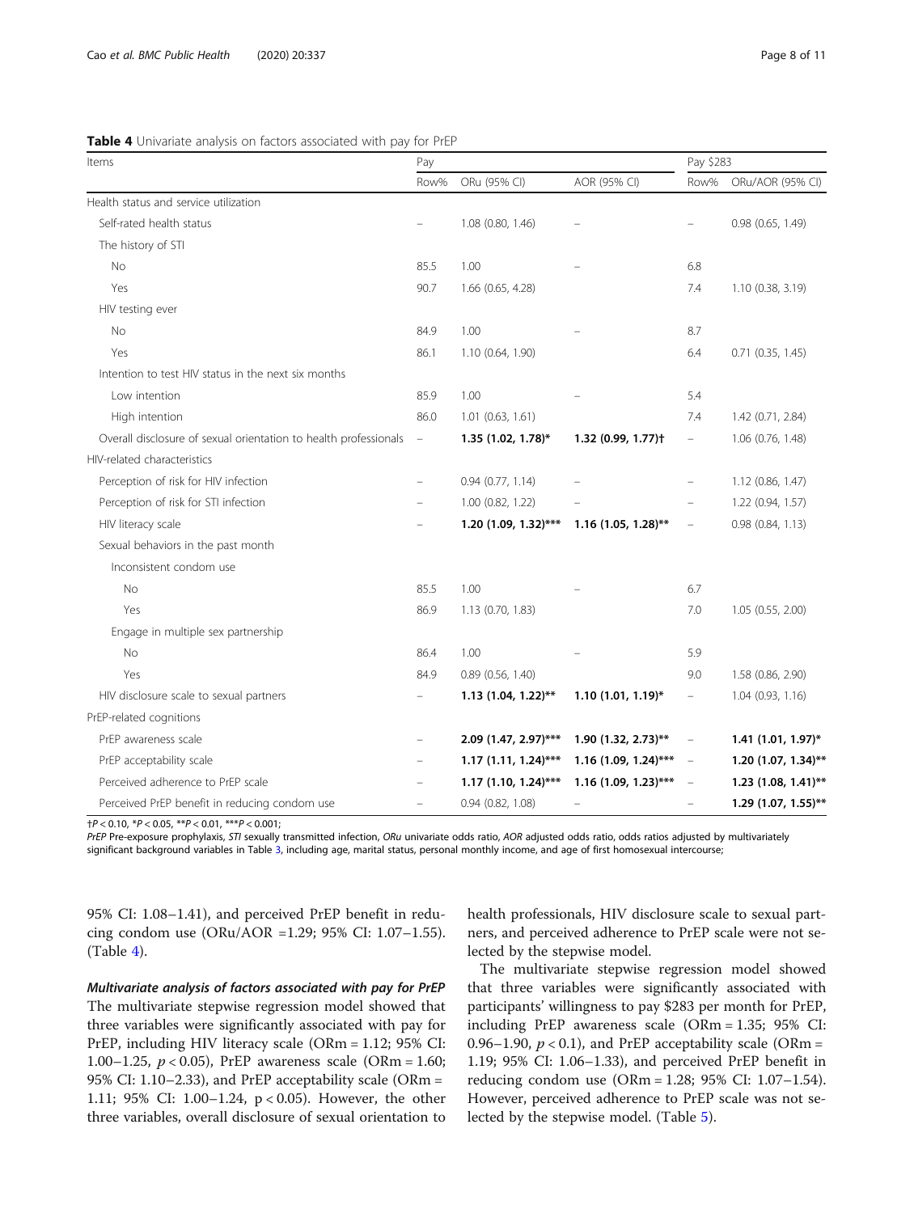**Table 4** Univariate analysis on factors associated with pay for PrEP

| Items | Pay | | | Pay $283 | |
|---|---|---|---|---|---|
| | Row% | ORu (95% CI) | AOR (95% CI) | Row% | ORu/AOR (95% CI) |
| Health status and service utilization | | | | | |
| Self-rated health status | – | 1.08 (0.80, 1.46) | – | – | 0.98 (0.65, 1.49) |
| The history of STI | | | | | |
| No | 85.5 | 1.00 | – | 6.8 | |
| Yes | 90.7 | 1.66 (0.65, 4.28) | | 7.4 | 1.10 (0.38, 3.19) |
| HIV testing ever | | | | | |
| No | 84.9 | 1.00 | – | 8.7 | |
| Yes | 86.1 | 1.10 (0.64, 1.90) | | 6.4 | 0.71 (0.35, 1.45) |
| Intention to test HIV status in the next six months | | | | | |
| Low intention | 85.9 | 1.00 | – | 5.4 | |
| High intention | 86.0 | 1.01 (0.63, 1.61) | | 7.4 | 1.42 (0.71, 2.84) |
| Overall disclosure of sexual orientation to health professionals | – | **1.35 (1.02, 1.78)*** | **1.32 (0.99, 1.77)†** | – | 1.06 (0.76, 1.48) |
| HIV-related characteristics | | | | | |
| Perception of risk for HIV infection | – | 0.94 (0.77, 1.14) | – | – | 1.12 (0.86, 1.47) |
| Perception of risk for STI infection | – | 1.00 (0.82, 1.22) | – | – | 1.22 (0.94, 1.57) |
| HIV literacy scale | – | **1.20 (1.09, 1.32)***** | **1.16 (1.05, 1.28)**** | – | 0.98 (0.84, 1.13) |
| Sexual behaviors in the past month | | | | | |
| Inconsistent condom use | | | | | |
| No | 85.5 | 1.00 | – | 6.7 | |
| Yes | 86.9 | 1.13 (0.70, 1.83) | | 7.0 | 1.05 (0.55, 2.00) |
| Engage in multiple sex partnership | | | | | |
| No | 86.4 | 1.00 | – | 5.9 | |
| Yes | 84.9 | 0.89 (0.56, 1.40) | | 9.0 | 1.58 (0.86, 2.90) |
| HIV disclosure scale to sexual partners | – | **1.13 (1.04, 1.22)**** | **1.10 (1.01, 1.19)*** | – | 1.04 (0.93, 1.16) |
| PrEP-related cognitions | | | | | |
| PrEP awareness scale | – | **2.09 (1.47, 2.97)***** | **1.90 (1.32, 2.73)**** | – | **1.41 (1.01, 1.97)*** |
| PrEP acceptability scale | – | **1.17 (1.11, 1.24)***** | **1.16 (1.09, 1.24)***** | – | **1.20 (1.07, 1.34)**** |
| Perceived adherence to PrEP scale | – | **1.17 (1.10, 1.24)***** | **1.16 (1.09, 1.23)***** | – | **1.23 (1.08, 1.41)**** |
| Perceived PrEP benefit in reducing condom use | – | 0.94 (0.82, 1.08) | – | – | **1.29 (1.07, 1.55)**** |

†$P < 0.10$, *$P < 0.05$, **$P < 0.01$, ***$P < 0.001$;

*PrEP* Pre-exposure prophylaxis, *STI* sexually transmitted infection, *ORu* univariate odds ratio, *AOR* adjusted odds ratio, odds ratios adjusted by multivariately significant background variables in Table 3, including age, marital status, personal monthly income, and age of first homosexual intercourse;

95% CI: 1.08–1.41), and perceived PrEP benefit in reducing condom use (ORu/AOR =1.29; 95% CI: 1.07–1.55). (Table 4).

***Multivariate analysis of factors associated with pay for PrEP***

The multivariate stepwise regression model showed that three variables were significantly associated with pay for PrEP, including HIV literacy scale (ORm = 1.12; 95% CI: 1.00–1.25, $p < 0.05$), PrEP awareness scale (ORm = 1.60; 95% CI: 1.10–2.33), and PrEP acceptability scale (ORm = 1.11; 95% CI: 1.00–1.24, $p < 0.05$). However, the other three variables, overall disclosure of sexual orientation to health professionals, HIV disclosure scale to sexual partners, and perceived adherence to PrEP scale were not selected by the stepwise model.

The multivariate stepwise regression model showed that three variables were significantly associated with participants' willingness to pay $283 per month for PrEP, including PrEP awareness scale (ORm = 1.35; 95% CI: 0.96–1.90, $p < 0.1$), and PrEP acceptability scale (ORm = 1.19; 95% CI: 1.06–1.33), and perceived PrEP benefit in reducing condom use (ORm = 1.28; 95% CI: 1.07–1.54). However, perceived adherence to PrEP scale was not selected by the stepwise model. (Table 5).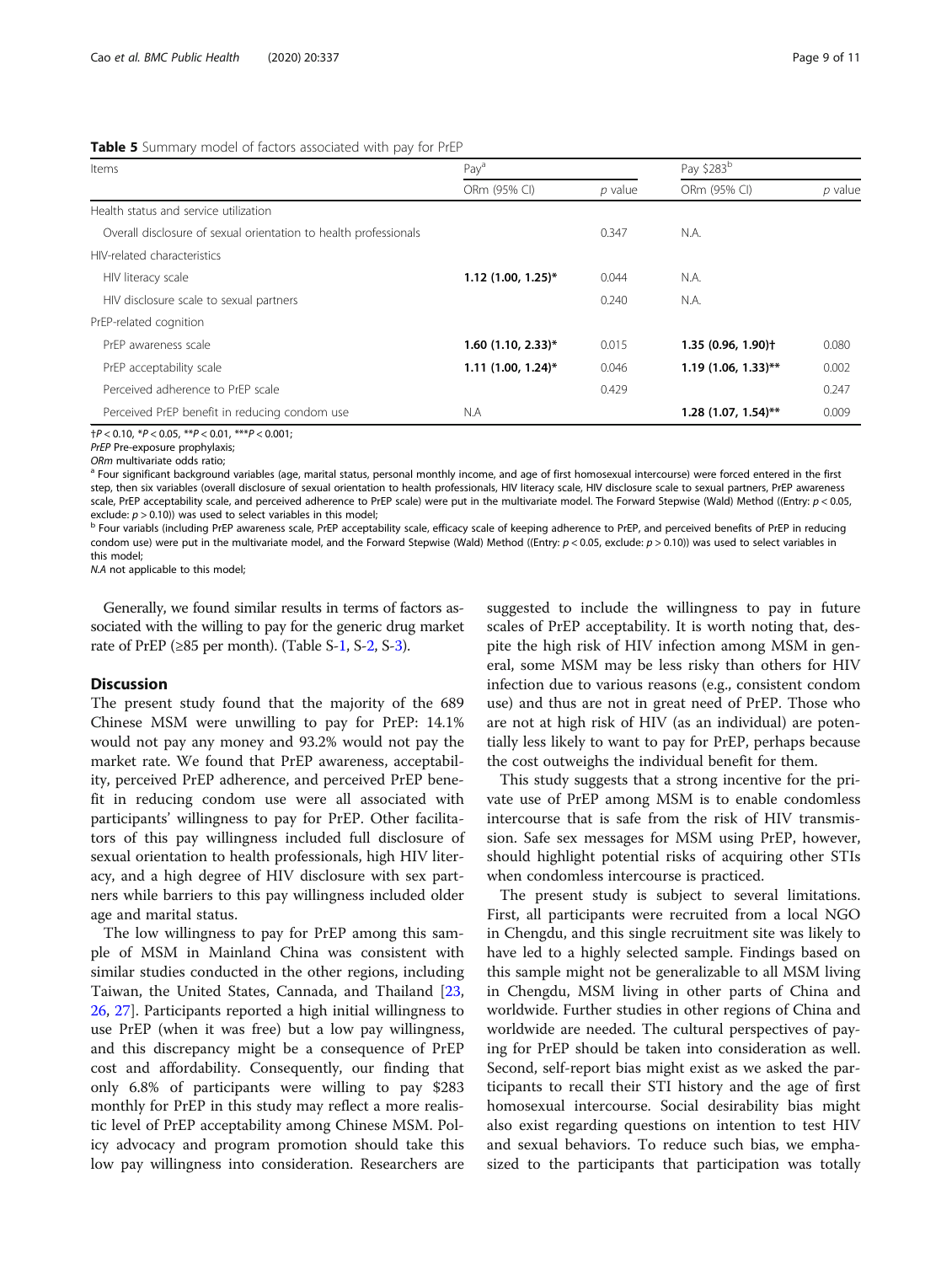**Table 5** Summary model of factors associated with pay for PrEP

| Items | Pay[a] | | Pay \$283[b] | |
|---|---|---|---|---|
| | ORm (95% CI) | *p* value | ORm (95% CI) | *p* value |
| Health status and service utilization | | | | |
| Overall disclosure of sexual orientation to health professionals | | 0.347 | N.A. | |
| HIV-related characteristics | | | | |
| HIV literacy scale | **1.12 (1.00, 1.25)*** | 0.044 | N.A. | |
| HIV disclosure scale to sexual partners | | 0.240 | N.A. | |
| PrEP-related cognition | | | | |
| PrEP awareness scale | **1.60 (1.10, 2.33)*** | 0.015 | **1.35 (0.96, 1.90)†** | 0.080 |
| PrEP acceptability scale | **1.11 (1.00, 1.24)*** | 0.046 | **1.19 (1.06, 1.33)**** | 0.002 |
| Perceived adherence to PrEP scale | | 0.429 | | 0.247 |
| Perceived PrEP benefit in reducing condom use | N.A | | **1.28 (1.07, 1.54)**** | 0.009 |

†$P < 0.10$, *$P < 0.05$, **$P < 0.01$, ***$P < 0.001$;

*PrEP* Pre-exposure prophylaxis;

*ORm* multivariate odds ratio;

[a] Four significant background variables (age, marital status, personal monthly income, and age of first homosexual intercourse) were forced entered in the first step, then six variables (overall disclosure of sexual orientation to health professionals, HIV literacy scale, HIV disclosure scale to sexual partners, PrEP awareness scale, PrEP acceptability scale, and perceived adherence to PrEP scale) were put in the multivariate model. The Forward Stepwise (Wald) Method ((Entry: $p < 0.05$, exclude: $p > 0.10$)) was used to select variables in this model;

[b] Four variabls (including PrEP awareness scale, PrEP acceptability scale, efficacy scale of keeping adherence to PrEP, and perceived benefits of PrEP in reducing condom use) were put in the multivariate model, and the Forward Stepwise (Wald) Method ((Entry: $p < 0.05$, exclude: $p > 0.10$)) was used to select variables in this model;

*N.A* not applicable to this model;

Generally, we found similar results in terms of factors associated with the willing to pay for the generic drug market rate of PrEP (≥85 per month). (Table S-1, S-2, S-3).

## Discussion

The present study found that the majority of the 689 Chinese MSM were unwilling to pay for PrEP: 14.1% would not pay any money and 93.2% would not pay the market rate. We found that PrEP awareness, acceptability, perceived PrEP adherence, and perceived PrEP benefit in reducing condom use were all associated with participants' willingness to pay for PrEP. Other facilitators of this pay willingness included full disclosure of sexual orientation to health professionals, high HIV literacy, and a high degree of HIV disclosure with sex partners while barriers to this pay willingness included older age and marital status.

The low willingness to pay for PrEP among this sample of MSM in Mainland China was consistent with similar studies conducted in the other regions, including Taiwan, the United States, Cannada, and Thailand [23, 26, 27]. Participants reported a high initial willingness to use PrEP (when it was free) but a low pay willingness, and this discrepancy might be a consequence of PrEP cost and affordability. Consequently, our finding that only 6.8% of participants were willing to pay \$283 monthly for PrEP in this study may reflect a more realistic level of PrEP acceptability among Chinese MSM. Policy advocacy and program promotion should take this low pay willingness into consideration. Researchers are suggested to include the willingness to pay in future scales of PrEP acceptability. It is worth noting that, despite the high risk of HIV infection among MSM in general, some MSM may be less risky than others for HIV infection due to various reasons (e.g., consistent condom use) and thus are not in great need of PrEP. Those who are not at high risk of HIV (as an individual) are potentially less likely to want to pay for PrEP, perhaps because the cost outweighs the individual benefit for them.

This study suggests that a strong incentive for the private use of PrEP among MSM is to enable condomless intercourse that is safe from the risk of HIV transmission. Safe sex messages for MSM using PrEP, however, should highlight potential risks of acquiring other STIs when condomless intercourse is practiced.

The present study is subject to several limitations. First, all participants were recruited from a local NGO in Chengdu, and this single recruitment site was likely to have led to a highly selected sample. Findings based on this sample might not be generalizable to all MSM living in Chengdu, MSM living in other parts of China and worldwide. Further studies in other regions of China and worldwide are needed. The cultural perspectives of paying for PrEP should be taken into consideration as well. Second, self-report bias might exist as we asked the participants to recall their STI history and the age of first homosexual intercourse. Social desirability bias might also exist regarding questions on intention to test HIV and sexual behaviors. To reduce such bias, we emphasized to the participants that participation was totally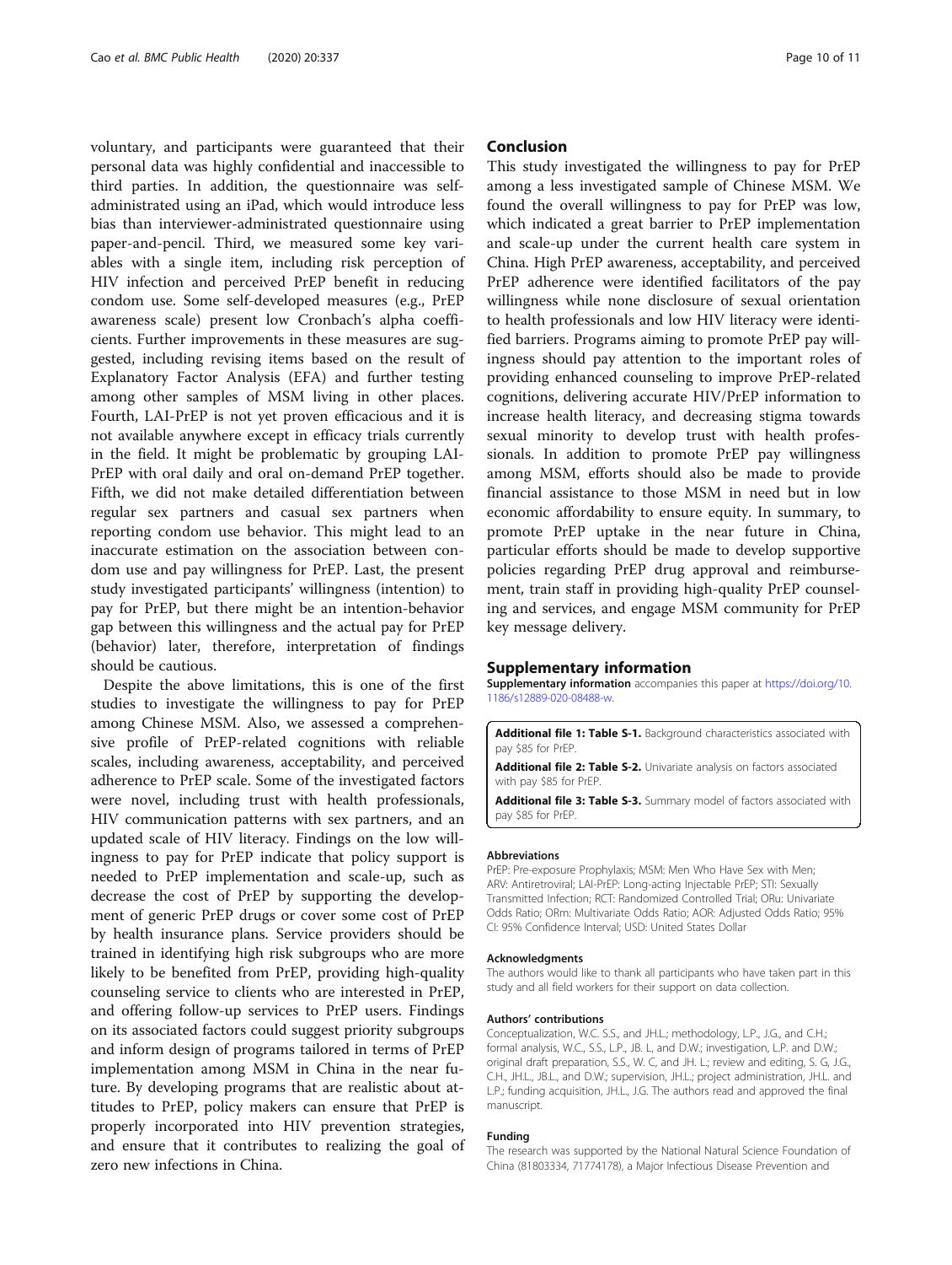voluntary, and participants were guaranteed that their personal data was highly confidential and inaccessible to third parties. In addition, the questionnaire was self-administrated using an iPad, which would introduce less bias than interviewer-administrated questionnaire using paper-and-pencil. Third, we measured some key variables with a single item, including risk perception of HIV infection and perceived PrEP benefit in reducing condom use. Some self-developed measures (e.g., PrEP awareness scale) present low Cronbach's alpha coefficients. Further improvements in these measures are suggested, including revising items based on the result of Explanatory Factor Analysis (EFA) and further testing among other samples of MSM living in other places. Fourth, LAI-PrEP is not yet proven efficacious and it is not available anywhere except in efficacy trials currently in the field. It might be problematic by grouping LAI-PrEP with oral daily and oral on-demand PrEP together. Fifth, we did not make detailed differentiation between regular sex partners and casual sex partners when reporting condom use behavior. This might lead to an inaccurate estimation on the association between condom use and pay willingness for PrEP. Last, the present study investigated participants' willingness (intention) to pay for PrEP, but there might be an intention-behavior gap between this willingness and the actual pay for PrEP (behavior) later, therefore, interpretation of findings should be cautious.

Despite the above limitations, this is one of the first studies to investigate the willingness to pay for PrEP among Chinese MSM. Also, we assessed a comprehensive profile of PrEP-related cognitions with reliable scales, including awareness, acceptability, and perceived adherence to PrEP scale. Some of the investigated factors were novel, including trust with health professionals, HIV communication patterns with sex partners, and an updated scale of HIV literacy. Findings on the low willingness to pay for PrEP indicate that policy support is needed to PrEP implementation and scale-up, such as decrease the cost of PrEP by supporting the development of generic PrEP drugs or cover some cost of PrEP by health insurance plans. Service providers should be trained in identifying high risk subgroups who are more likely to be benefited from PrEP, providing high-quality counseling service to clients who are interested in PrEP, and offering follow-up services to PrEP users. Findings on its associated factors could suggest priority subgroups and inform design of programs tailored in terms of PrEP implementation among MSM in China in the near future. By developing programs that are realistic about attitudes to PrEP, policy makers can ensure that PrEP is properly incorporated into HIV prevention strategies, and ensure that it contributes to realizing the goal of zero new infections in China.

## Conclusion

This study investigated the willingness to pay for PrEP among a less investigated sample of Chinese MSM. We found the overall willingness to pay for PrEP was low, which indicated a great barrier to PrEP implementation and scale-up under the current health care system in China. High PrEP awareness, acceptability, and perceived PrEP adherence were identified facilitators of the pay willingness while none disclosure of sexual orientation to health professionals and low HIV literacy were identified barriers. Programs aiming to promote PrEP pay willingness should pay attention to the important roles of providing enhanced counseling to improve PrEP-related cognitions, delivering accurate HIV/PrEP information to increase health literacy, and decreasing stigma towards sexual minority to develop trust with health professionals. In addition to promote PrEP pay willingness among MSM, efforts should also be made to provide financial assistance to those MSM in need but in low economic affordability to ensure equity. In summary, to promote PrEP uptake in the near future in China, particular efforts should be made to develop supportive policies regarding PrEP drug approval and reimbursement, train staff in providing high-quality PrEP counseling and services, and engage MSM community for PrEP key message delivery.

## Supplementary information

**Supplementary information** accompanies this paper at https://doi.org/10.1186/s12889-020-08488-w.

**Additional file 1: Table S-1.** Background characteristics associated with pay $85 for PrEP.

**Additional file 2: Table S-2.** Univariate analysis on factors associated with pay $85 for PrEP.

**Additional file 3: Table S-3.** Summary model of factors associated with pay $85 for PrEP.

#### Abbreviations

PrEP: Pre-exposure Prophylaxis; MSM: Men Who Have Sex with Men; ARV: Antiretroviral; LAI-PrEP: Long-acting Injectable PrEP; STI: Sexually Transmitted Infection; RCT: Randomized Controlled Trial; ORu: Univariate Odds Ratio; ORm: Multivariate Odds Ratio; AOR: Adjusted Odds Ratio; 95% CI: 95% Confidence Interval; USD: United States Dollar

#### Acknowledgments

The authors would like to thank all participants who have taken part in this study and all field workers for their support on data collection.

#### Authors' contributions

Conceptualization, W.C. S.S., and JH.L.; methodology, L.P., J.G., and C.H.; formal analysis, W.C., S.S., L.P., JB. L, and D.W.; investigation, L.P. and D.W.; original draft preparation, S.S., W. C, and JH. L.; review and editing, S. G, J.G., C.H., JH.L., JB.L., and D.W.; supervision, JH.L.; project administration, JH.L. and L.P.; funding acquisition, JH.L., J.G. The authors read and approved the final manuscript.

#### Funding

The research was supported by the National Natural Science Foundation of China (81803334, 71774178), a Major Infectious Disease Prevention and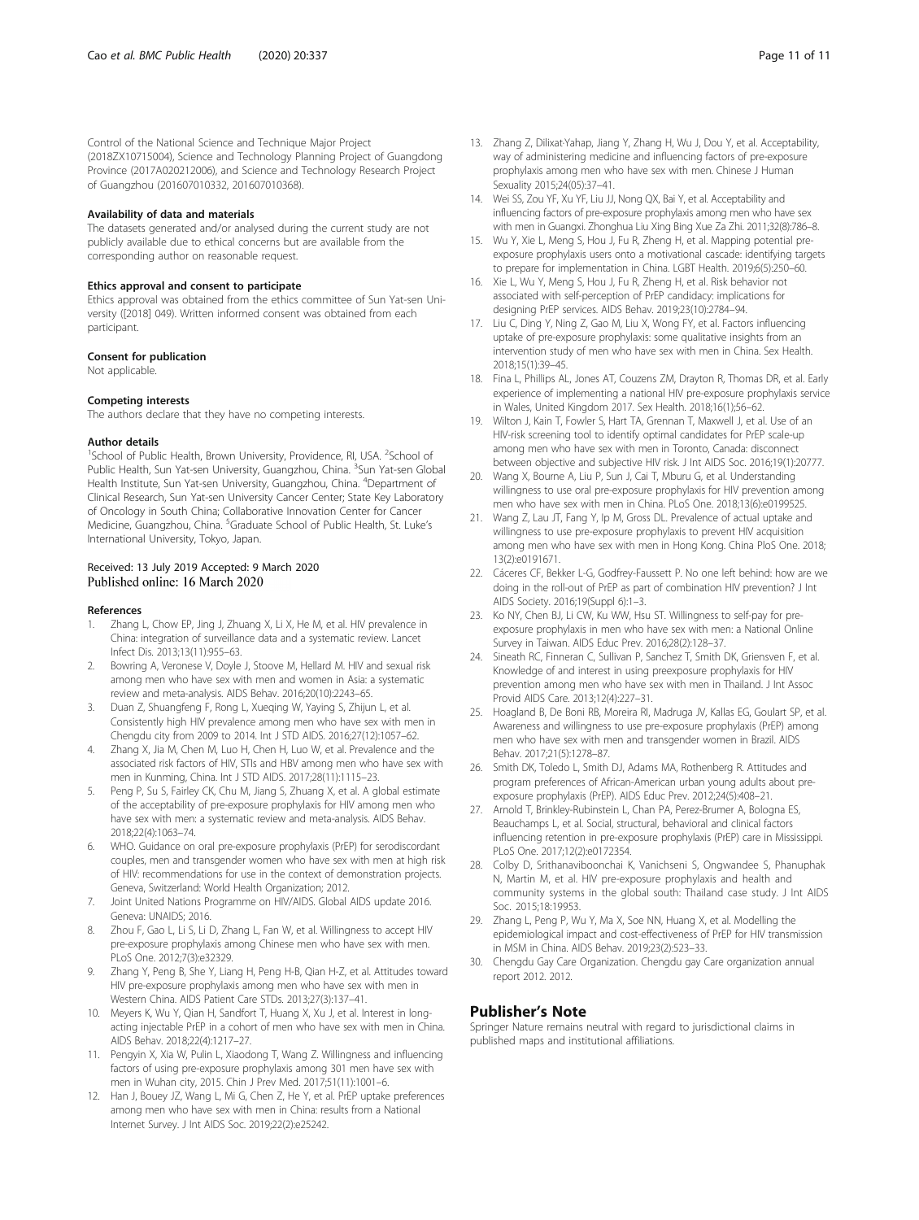Control of the National Science and Technique Major Project (2018ZX10715004), Science and Technology Planning Project of Guangdong Province (2017A020212006), and Science and Technology Research Project of Guangzhou (201607010332, 201607010368).

#### Availability of data and materials

The datasets generated and/or analysed during the current study are not publicly available due to ethical concerns but are available from the corresponding author on reasonable request.

#### Ethics approval and consent to participate

Ethics approval was obtained from the ethics committee of Sun Yat-sen University ([2018] 049). Written informed consent was obtained from each participant.

#### Consent for publication

Not applicable.

#### Competing interests

The authors declare that they have no competing interests.

#### Author details

[1]School of Public Health, Brown University, Providence, RI, USA. [2]School of Public Health, Sun Yat-sen University, Guangzhou, China. [3]Sun Yat-sen Global Health Institute, Sun Yat-sen University, Guangzhou, China. [4]Department of Clinical Research, Sun Yat-sen University Cancer Center; State Key Laboratory of Oncology in South China; Collaborative Innovation Center for Cancer Medicine, Guangzhou, China. [5]Graduate School of Public Health, St. Luke's International University, Tokyo, Japan.

Received: 13 July 2019 Accepted: 9 March 2020
Published online: 16 March 2020

#### References

1. Zhang L, Chow EP, Jing J, Zhuang X, Li X, He M, et al. HIV prevalence in China: integration of surveillance data and a systematic review. Lancet Infect Dis. 2013;13(11):955–63.
2. Bowring A, Veronese V, Doyle J, Stoove M, Hellard M. HIV and sexual risk among men who have sex with men and women in Asia: a systematic review and meta-analysis. AIDS Behav. 2016;20(10):2243–65.
3. Duan Z, Shuangfeng F, Rong L, Xueqing W, Yaying S, Zhijun L, et al. Consistently high HIV prevalence among men who have sex with men in Chengdu city from 2009 to 2014. Int J STD AIDS. 2016;27(12):1057–62.
4. Zhang X, Jia M, Chen M, Luo H, Chen H, Luo W, et al. Prevalence and the associated risk factors of HIV, STIs and HBV among men who have sex with men in Kunming, China. Int J STD AIDS. 2017;28(11):1115–23.
5. Peng P, Su S, Fairley CK, Chu M, Jiang S, Zhuang X, et al. A global estimate of the acceptability of pre-exposure prophylaxis for HIV among men who have sex with men: a systematic review and meta-analysis. AIDS Behav. 2018;22(4):1063–74.
6. WHO. Guidance on oral pre-exposure prophylaxis (PrEP) for serodiscordant couples, men and transgender women who have sex with men at high risk of HIV: recommendations for use in the context of demonstration projects. Geneva, Switzerland: World Health Organization; 2012.
7. Joint United Nations Programme on HIV/AIDS. Global AIDS update 2016. Geneva: UNAIDS; 2016.
8. Zhou F, Gao L, Li S, Li D, Zhang L, Fan W, et al. Willingness to accept HIV pre-exposure prophylaxis among Chinese men who have sex with men. PLoS One. 2012;7(3):e32329.
9. Zhang Y, Peng B, She Y, Liang H, Peng H-B, Qian H-Z, et al. Attitudes toward HIV pre-exposure prophylaxis among men who have sex with men in Western China. AIDS Patient Care STDs. 2013;27(3):137–41.
10. Meyers K, Wu Y, Qian H, Sandfort T, Huang X, Xu J, et al. Interest in long-acting injectable PrEP in a cohort of men who have sex with men in China. AIDS Behav. 2018;22(4):1217–27.
11. Pengyin X, Xia W, Pulin L, Xiaodong T, Wang Z. Willingness and influencing factors of using pre-exposure prophylaxis among 301 men have sex with men in Wuhan city, 2015. Chin J Prev Med. 2017;51(11):1001–6.
12. Han J, Bouey JZ, Wang L, Mi G, Chen Z, He Y, et al. PrEP uptake preferences among men who have sex with men in China: results from a National Internet Survey. J Int AIDS Soc. 2019;22(2):e25242.
13. Zhang Z, Dilixat-Yahap, Jiang Y, Zhang H, Wu J, Dou Y, et al. Acceptability, way of administering medicine and influencing factors of pre-exposure prophylaxis among men who have sex with men. Chinese J Human Sexuality 2015;24(05):37–41.
14. Wei SS, Zou YF, Xu YF, Liu JJ, Nong QX, Bai Y, et al. Acceptability and influencing factors of pre-exposure prophylaxis among men who have sex with men in Guangxi. Zhonghua Liu Xing Bing Xue Za Zhi. 2011;32(8):786–8.
15. Wu Y, Xie L, Meng S, Hou J, Fu R, Zheng H, et al. Mapping potential pre-exposure prophylaxis users onto a motivational cascade: identifying targets to prepare for implementation in China. LGBT Health. 2019;6(5):250–60.
16. Xie L, Wu Y, Meng S, Hou J, Fu R, Zheng H, et al. Risk behavior not associated with self-perception of PrEP candidacy: implications for designing PrEP services. AIDS Behav. 2019;23(10):2784–94.
17. Liu C, Ding Y, Ning Z, Gao M, Liu X, Wong FY, et al. Factors influencing uptake of pre-exposure prophylaxis: some qualitative insights from an intervention study of men who have sex with men in China. Sex Health. 2018;15(1):39–45.
18. Fina L, Phillips AL, Jones AT, Couzens ZM, Drayton R, Thomas DR, et al. Early experience of implementing a national HIV pre-exposure prophylaxis service in Wales, United Kingdom 2017. Sex Health. 2018;16(1);56–62.
19. Wilton J, Kain T, Fowler S, Hart TA, Grennan T, Maxwell J, et al. Use of an HIV-risk screening tool to identify optimal candidates for PrEP scale-up among men who have sex with men in Toronto, Canada: disconnect between objective and subjective HIV risk. J Int AIDS Soc. 2016;19(1):20777.
20. Wang X, Bourne A, Liu P, Sun J, Cai T, Mburu G, et al. Understanding willingness to use oral pre-exposure prophylaxis for HIV prevention among men who have sex with men in China. PLoS One. 2018;13(6):e0199525.
21. Wang Z, Lau JT, Fang Y, Ip M, Gross DL. Prevalence of actual uptake and willingness to use pre-exposure prophylaxis to prevent HIV acquisition among men who have sex with men in Hong Kong. China PloS One. 2018; 13(2):e0191671.
22. Cáceres CF, Bekker L-G, Godfrey-Faussett P. No one left behind: how are we doing in the roll-out of PrEP as part of combination HIV prevention? J Int AIDS Society. 2016;19(Suppl 6):1–3.
23. Ko NY, Chen BJ, Li CW, Ku WW, Hsu ST. Willingness to self-pay for pre-exposure prophylaxis in men who have sex with men: a National Online Survey in Taiwan. AIDS Educ Prev. 2016;28(2):128–37.
24. Sineath RC, Finneran C, Sullivan P, Sanchez T, Smith DK, Griensven F, et al. Knowledge of and interest in using preexposure prophylaxis for HIV prevention among men who have sex with men in Thailand. J Int Assoc Provid AIDS Care. 2013;12(4):227–31.
25. Hoagland B, De Boni RB, Moreira RI, Madruga JV, Kallas EG, Goulart SP, et al. Awareness and willingness to use pre-exposure prophylaxis (PrEP) among men who have sex with men and transgender women in Brazil. AIDS Behav. 2017;21(5):1278–87.
26. Smith DK, Toledo L, Smith DJ, Adams MA, Rothenberg R. Attitudes and program preferences of African-American urban young adults about pre-exposure prophylaxis (PrEP). AIDS Educ Prev. 2012;24(5):408–21.
27. Arnold T, Brinkley-Rubinstein L, Chan PA, Perez-Brumer A, Bologna ES, Beauchamps L, et al. Social, structural, behavioral and clinical factors influencing retention in pre-exposure prophylaxis (PrEP) care in Mississippi. PLoS One. 2017;12(2):e0172354.
28. Colby D, Srithanaviboonchai K, Vanichseni S, Ongwandee S, Phanuphak N, Martin M, et al. HIV pre-exposure prophylaxis and health and community systems in the global south: Thailand case study. J Int AIDS Soc. 2015;18:19953.
29. Zhang L, Peng P, Wu Y, Ma X, Soe NN, Huang X, et al. Modelling the epidemiological impact and cost-effectiveness of PrEP for HIV transmission in MSM in China. AIDS Behav. 2019;23(2):523–33.
30. Chengdu Gay Care Organization. Chengdu gay Care organization annual report 2012. 2012.

## Publisher's Note

Springer Nature remains neutral with regard to jurisdictional claims in published maps and institutional affiliations.